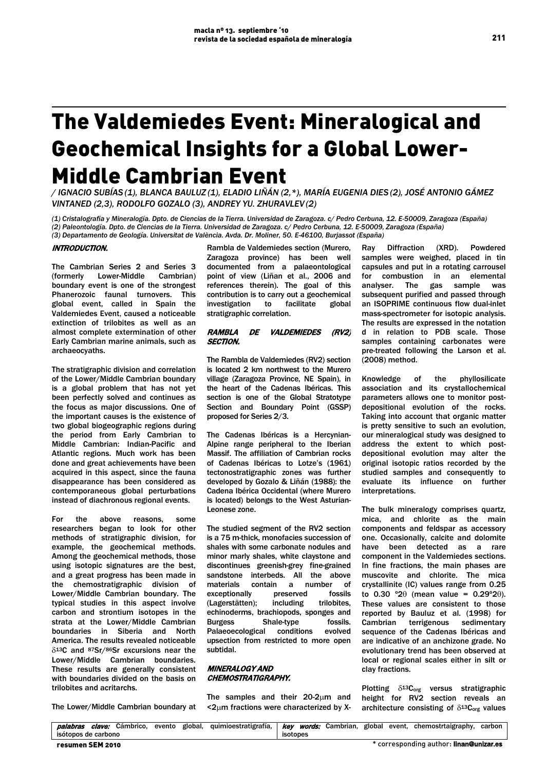# The Valdemiedes Event: Mineralogical and Geochemical Insights for a Global Lower-Middle Cambrian Event

/ IGNACIO SUBÍAS (1), BLANCA BAULUZ (1), ELADIO LIÑÁN (2,*), MARÍA EUGENIA DIES (2), JOSÉ ANTONIO GÁMEZ VINTANED (2,3), RODOLFO GOZALO (3), ANDREY YU. ZHURAVLEV (2)

*(1) Cristalografía y Mineralogía. Dpto. de Ciencias de la Tierra. Universidad de Zaragoza. c/ Pedro Cerbuna, 12. E-50009, Zaragoza (España)*
*(2) Paleontología. Dpto. de Ciencias de la Tierra. Universidad de Zaragoza. c/ Pedro Cerbuna, 12. E-50009, Zaragoza (España)*
*(3) Departamento de Geología. Universitat de València. Avda. Dr. Moliner, 50. E-46100, Burjassot (España)*

## INTRODUCTION.

The Cambrian Series 2 and Series 3 (formerly Lower-Middle Cambrian) boundary event is one of the strongest Phanerozoic faunal turnovers. This global event, called in Spain the Valdemiedes Event, caused a noticeable extinction of trilobites as well as an almost complete extermination of other Early Cambrian marine animals, such as archaeocyaths.

The stratigraphic division and correlation of the Lower/Middle Cambrian boundary is a global problem that has not yet been perfectly solved and continues as the focus as major discussions. One of the important causes is the existence of two global biogeographic regions during the period from Early Cambrian to Middle Cambrian: Indian-Pacific and Atlantic regions. Much work has been done and great achievements have been acquired in this aspect, since the fauna disappearance has been considered as contemporaneous global perturbations instead of diachronous regional events.

For the above reasons, some researchers began to look for other methods of stratigraphic division, for example, the geochemical methods. Among the geochemical methods, those using isotopic signatures are the best, and a great progress has been made in the chemostratigraphic division of Lower/Middle Cambrian boundary. The typical studies in this aspect involve carbon and strontium isotopes in the strata at the Lower/Middle Cambrian boundaries in Siberia and North America. The results revealed noticeable $\delta^{13}C$ and $^{87}Sr/^{86}Sr$ excursions near the Lower/Middle Cambrian boundaries. These results are generally consistent with boundaries divided on the basis on trilobites and acritarchs.

The Lower/Middle Cambrian boundary at Rambla de Valdemiedes section (Murero, Zaragoza province) has been well documented from a palaeontological point of view (Liñan et al., 2006 and references therein). The goal of this contribution is to carry out a geochemical investigation to facilitate global stratigraphic correlation.

## RAMBLA DE VALDEMIEDES (RV2) SECTION.

The Rambla de Valdemiedes (RV2) section is located 2 km northwest to the Murero village (Zaragoza Province, NE Spain), in the heart of the Cadenas Ibéricas. This section is one of the Global Stratotype Section and Boundary Point (GSSP) proposed for Series 2/3.

The Cadenas Ibéricas is a Hercynian-Alpine range peripheral to the Iberian Massif. The affiliation of Cambrian rocks of Cadenas Ibéricas to Lotze's (1961) tectonostratigraphic zones was further developed by Gozalo & Liñán (1988): the Cadena Ibérica Occidental (where Murero is located) belongs to the West Asturian-Leonese zone.

The studied segment of the RV2 section is a 75 m-thick, monofacies succession of shales with some carbonate nodules and minor marly shales, white claystone and discontinues greenish-grey fine-grained sandstone interbeds. All the above materials contain a number of exceptionally preserved fossils (Lagerstätten); including trilobites, echinoderms, brachiopods, sponges and Burgess Shale-type fossils. Palaeoecological conditions evolved upsection from restricted to more open subtidal.

## MINERALOGY AND CHEMOSTRATIGRAPHY.

The samples and their 20-2μm and <2μm fractions were characterized by X-Ray Diffraction (XRD). Powdered samples were weighed, placed in tin capsules and put in a rotating carrousel for combustion in an elemental analyser. The gas sample was subsequent purified and passed through an ISOPRIME continuous flow dual-inlet mass-spectrometer for isotopic analysis. The results are expressed in the notation d in relation to PDB scale. Those samples containing carbonates were pre-treated following the Larson et al. (2008) method.

Knowledge of the phyllosilicate association and its crystallochemical parameters allows one to monitor post-depositional evolution of the rocks. Taking into account that organic matter is pretty sensitive to such an evolution, our mineralogical study was designed to address the extent to which post-depositional evolution may alter the original isotopic ratios recorded by the studied samples and consequently to evaluate its influence on further interpretations.

The bulk mineralogy comprises quartz, mica, and chlorite as the main components and feldspar as accessory one. Occasionally, calcite and dolomite have been detected as a rare component in the Valdemiedes sections. In fine fractions, the main phases are muscovite and chlorite. The mica crystallinite (IC) values range from 0.25 to 0.30 °2θ (mean value = 0.29°2θ). These values are consistent to those reported by Bauluz et al. (1998) for Cambrian terrigenous sedimentary sequence of the Cadenas Ibéricas and are indicative of an anchizone grade. No evolutionary trend has been observed at local or regional scales either in silt or clay fractions.

Plotting $\delta^{13}C_{org}$ versus stratigraphic height for RV2 section reveals an architecture consisting of $\delta^{13}C_{org}$ values

*palabras clave:* Cámbrico, evento global, quimioestratigrafía, isótopos de carbono | *key words:* Cambrian, global event, chemostrtaigraphy, carbon isotopes

\* corresponding author: linan@unizar.es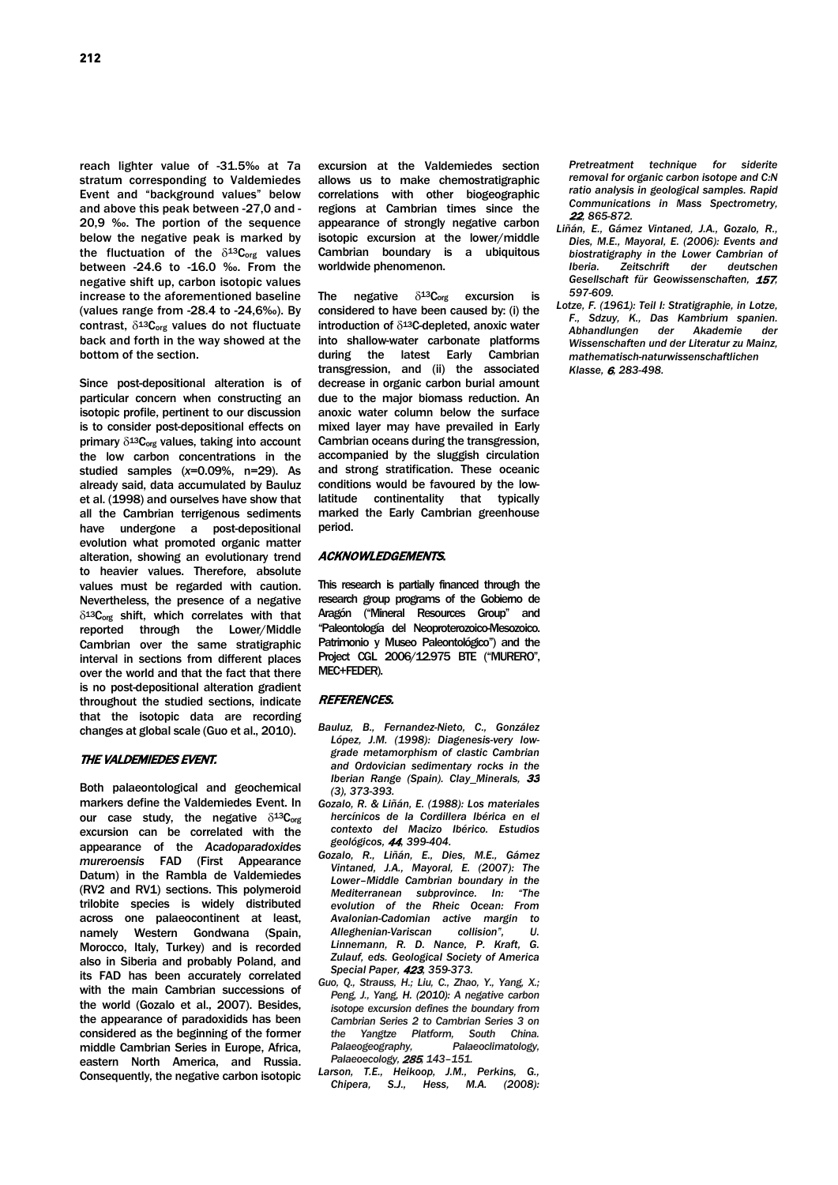reach lighter value of -31.5‰ at 7a stratum corresponding to Valdemiedes Event and "background values" below and above this peak between -27,0 and -20,9 ‰. The portion of the sequence below the negative peak is marked by the fluctuation of the $\delta^{13}C_{org}$ values between -24.6 to -16.0 ‰. From the negative shift up, carbon isotopic values increase to the aforementioned baseline (values range from -28.4 to -24,6‰). By contrast, $\delta^{13}C_{org}$ values do not fluctuate back and forth in the way showed at the bottom of the section.

Since post-depositional alteration is of particular concern when constructing an isotopic profile, pertinent to our discussion is to consider post-depositional effects on primary $\delta^{13}C_{org}$ values, taking into account the low carbon concentrations in the studied samples ($x$=0.09%, n=29). As already said, data accumulated by Bauluz et al. (1998) and ourselves have show that all the Cambrian terrigenous sediments have undergone a post-depositional evolution what promoted organic matter alteration, showing an evolutionary trend to heavier values. Therefore, absolute values must be regarded with caution. Nevertheless, the presence of a negative $\delta^{13}C_{org}$ shift, which correlates with that reported through the Lower/Middle Cambrian over the same stratigraphic interval in sections from different places over the world and that the fact that there is no post-depositional alteration gradient throughout the studied sections, indicate that the isotopic data are recording changes at global scale (Guo et al., 2010).

## THE VALDEMIEDES EVENT.

Both palaeontological and geochemical markers define the Valdemiedes Event. In our case study, the negative $\delta^{13}C_{org}$ excursion can be correlated with the appearance of the *Acadoparadoxides mureroensis* FAD (First Appearance Datum) in the Rambla de Valdemiedes (RV2 and RV1) sections. This polymeroid trilobite species is widely distributed across one palaeocontinent at least, namely Western Gondwana (Spain, Morocco, Italy, Turkey) and is recorded also in Siberia and probably Poland, and its FAD has been accurately correlated with the main Cambrian successions of the world (Gozalo et al., 2007). Besides, the appearance of paradoxidids has been considered as the beginning of the former middle Cambrian Series in Europe, Africa, eastern North America, and Russia. Consequently, the negative carbon isotopic excursion at the Valdemiedes section allows us to make chemostratigraphic correlations with other biogeographic regions at Cambrian times since the appearance of strongly negative carbon isotopic excursion at the lower/middle Cambrian boundary is a ubiquitous worldwide phenomenon.

The negative $\delta^{13}C_{org}$ excursion is considered to have been caused by: (i) the introduction of $\delta^{13}C$-depleted, anoxic water into shallow-water carbonate platforms during the latest Early Cambrian transgression, and (ii) the associated decrease in organic carbon burial amount due to the major biomass reduction. An anoxic water column below the surface mixed layer may have prevailed in Early Cambrian oceans during the transgression, accompanied by the sluggish circulation and strong stratification. These oceanic conditions would be favoured by the low-latitude continentality that typically marked the Early Cambrian greenhouse period.

## ACKNOWLEDGEMENTS.

This research is partially financed through the research group programs of the Gobierno de Aragón ("Mineral Resources Group" and "Paleontología del Neoproterozoico-Mesozoico. Patrimonio y Museo Paleontológico") and the Project CGL 2006/12.975 BTE ("MURERO", MEC+FEDER).

## REFERENCES.

*Bauluz, B., Fernandez-Nieto, C., González López, J.M. (1998): Diagenesis-very low-grade metamorphism of clastic Cambrian and Ordovician sedimentary rocks in the Iberian Range (Spain). Clay_Minerals,* ***33*** *(3), 373-393.*

*Gozalo, R. & Liñán, E. (1988): Los materiales hercínicos de la Cordillera Ibérica en el contexto del Macizo Ibérico. Estudios geológicos,* ***44****, 399-404.*

*Gozalo, R., Liñán, E., Dies, M.E., Gámez Vintaned, J.A., Mayoral, E. (2007): The Lower–Middle Cambrian boundary in the Mediterranean subprovince. In: "The evolution of the Rheic Ocean: From Avalonian-Cadomian active margin to Alleghenian-Variscan collision", U. Linnemann, R. D. Nance, P. Kraft, G. Zulauf, eds. Geological Society of America Special Paper,* ***423****, 359-373.*

*Guo, Q., Strauss, H.; Liu, C., Zhao, Y., Yang, X.; Peng, J., Yang, H. (2010): A negative carbon isotope excursion defines the boundary from Cambrian Series 2 to Cambrian Series 3 on the Yangtze Platform, South China. Palaeogeography, Palaeoclimatology, Palaeoecology,* ***285****, 143–151.*

*Larson, T.E., Heikoop, J.M., Perkins, G., Chipera, S.J., Hess, M.A. (2008): Pretreatment technique for siderite removal for organic carbon isotope and C:N ratio analysis in geological samples. Rapid Communications in Mass Spectrometry,* ***22****, 865-872.*

*Liñán, E., Gámez Vintaned, J.A., Gozalo, R., Dies, M.E., Mayoral, E. (2006): Events and biostratigraphy in the Lower Cambrian of Iberia. Zeitschrift der deutschen Gesellschaft für Geowissenschaften,* ***157****, 597-609.*

*Lotze, F. (1961): Teil I: Stratigraphie, in Lotze, F., Sdzuy, K., Das Kambrium spanien. Abhandlungen der Akademie der Wissenschaften und der Literatur zu Mainz, mathematisch-naturwissenschaftlichen Klasse,* ***6****, 283-498.*